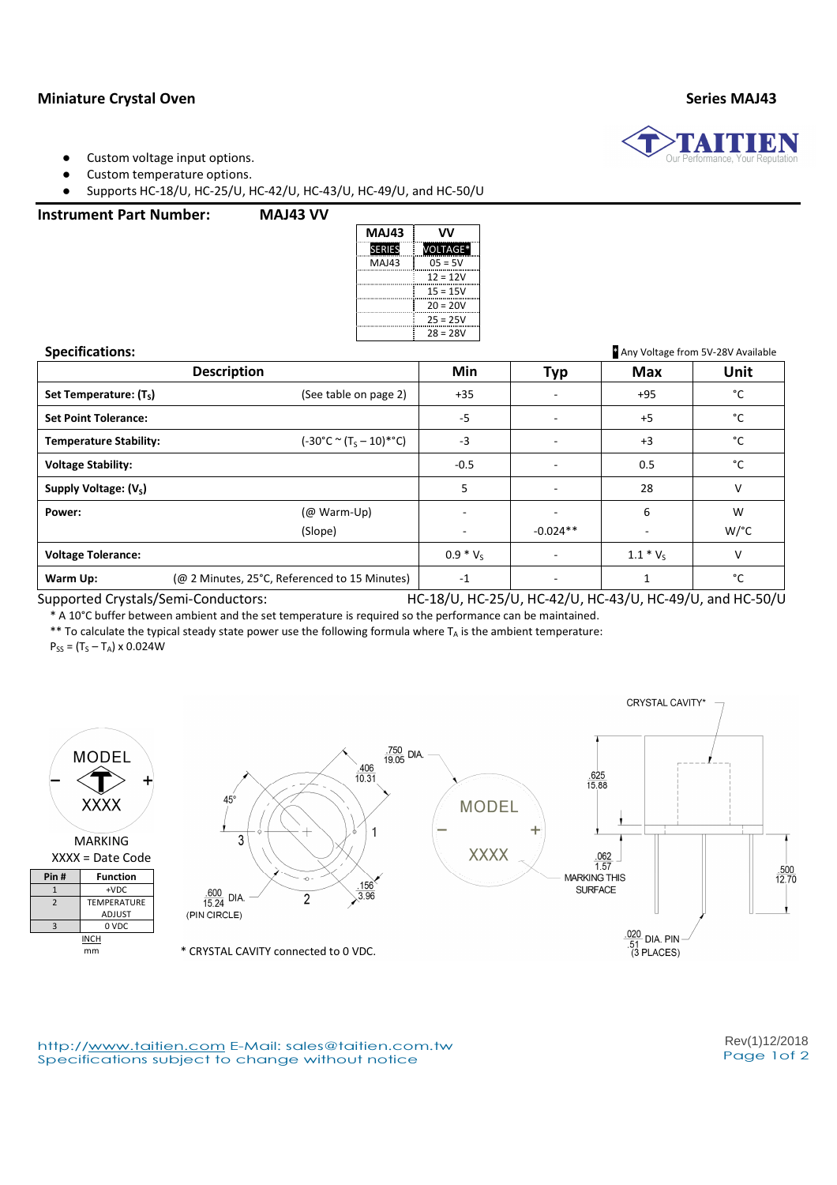# Miniature Crystal Oven

**Series MAJ43**

- Custom voltage input options.
- Custom temperature options.
- Supports HC-18/U, HC-25/U, HC-42/U, HC-43/U, HC-49/U, and HC-50/U

**Instrument Part Number:** **MAJ43 VV**

| MAJ43 | VV |
|---|---|
| SERIES | VOLTAGE* |
| MAJ43 | 05 = 5V |
| | 12 = 12V |
| | 15 = 15V |
| | 20 = 20V |
| | 25 = 25V |
| | 28 = 28V |

**Specifications:**

* Any Voltage from 5V-28V Available

| Description | | Min | Typ | Max | Unit |
|---|---|---|---|---|---|
| **Set Temperature: ($T_S$)** | (See table on page 2) | +35 | - | +95 | °C |
| **Set Point Tolerance:** | | -5 | - | +5 | °C |
| **Temperature Stability:** | (-30°C ~ ($T_S$ – 10)*°C) | -3 | - | +3 | °C |
| **Voltage Stability:** | | -0.5 | - | 0.5 | °C |
| **Supply Voltage: ($V_S$)** | | 5 | - | 28 | V |
| **Power:** | (@ Warm-Up) | - | - | 6 | W |
| | (Slope) | - | -0.024** | - | W/°C |
| **Voltage Tolerance:** | | 0.9 * $V_S$ | - | 1.1 * $V_S$ | V |
| **Warm Up:** | (@ 2 Minutes, 25°C, Referenced to 15 Minutes) | -1 | - | 1 | °C |

Supported Crystals/Semi-Conductors: HC-18/U, HC-25/U, HC-42/U, HC-43/U, HC-49/U, and HC-50/U

\* A 10°C buffer between ambient and the set temperature is required so the performance can be maintained.

** To calculate the typical steady state power use the following formula where $T_A$ is the ambient temperature:

$P_{SS} = (T_S – T_A) \times 0.024W$

MODEL
− +
XXXX

MARKING

XXXX = Date Code

| Pin # | Function |
|---|---|
| 1 | +VDC |
| 2 | TEMPERATURE ADJUST |
| 3 | 0 VDC |

INCH / mm

.750 / 19.05 DIA.; .406 / 10.31; 45°; .600 / 15.24 DIA. (PIN CIRCLE); .156 / 3.96; .625 / 15.88; .062 / 1.57 MARKING THIS SURFACE; .500 / 12.70; .020 / .51 DIA. PIN (3 PLACES); CRYSTAL CAVITY*

\* CRYSTAL CAVITY connected to 0 VDC.

http://www.taitien.com E-Mail: sales@taitien.com.tw
Specifications subject to change without notice

Rev(1)12/2018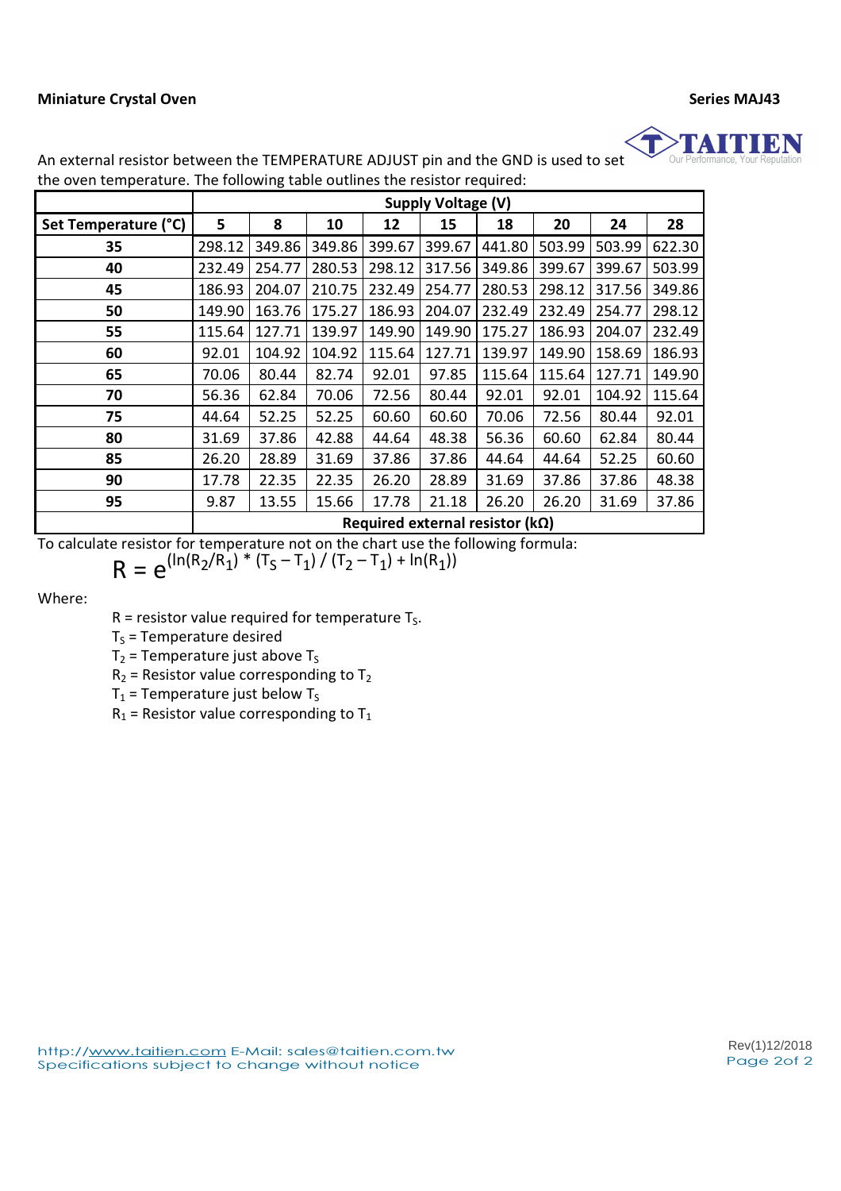An external resistor between the TEMPERATURE ADJUST pin and the GND is used to set the oven temperature. The following table outlines the resistor required:

| | Supply Voltage (V) | | | | | | | | |
|---|---|---|---|---|---|---|---|---|---|
| **Set Temperature (°C)** | **5** | **8** | **10** | **12** | **15** | **18** | **20** | **24** | **28** |
| **35** | 298.12 | 349.86 | 349.86 | 399.67 | 399.67 | 441.80 | 503.99 | 503.99 | 622.30 |
| **40** | 232.49 | 254.77 | 280.53 | 298.12 | 317.56 | 349.86 | 399.67 | 399.67 | 503.99 |
| **45** | 186.93 | 204.07 | 210.75 | 232.49 | 254.77 | 280.53 | 298.12 | 317.56 | 349.86 |
| **50** | 149.90 | 163.76 | 175.27 | 186.93 | 204.07 | 232.49 | 232.49 | 254.77 | 298.12 |
| **55** | 115.64 | 127.71 | 139.97 | 149.90 | 149.90 | 175.27 | 186.93 | 204.07 | 232.49 |
| **60** | 92.01 | 104.92 | 104.92 | 115.64 | 127.71 | 139.97 | 149.90 | 158.69 | 186.93 |
| **65** | 70.06 | 80.44 | 82.74 | 92.01 | 97.85 | 115.64 | 115.64 | 127.71 | 149.90 |
| **70** | 56.36 | 62.84 | 70.06 | 72.56 | 80.44 | 92.01 | 92.01 | 104.92 | 115.64 |
| **75** | 44.64 | 52.25 | 52.25 | 60.60 | 60.60 | 70.06 | 72.56 | 80.44 | 92.01 |
| **80** | 31.69 | 37.86 | 42.88 | 44.64 | 48.38 | 56.36 | 60.60 | 62.84 | 80.44 |
| **85** | 26.20 | 28.89 | 31.69 | 37.86 | 37.86 | 44.64 | 44.64 | 52.25 | 60.60 |
| **90** | 17.78 | 22.35 | 22.35 | 26.20 | 28.89 | 31.69 | 37.86 | 37.86 | 48.38 |
| **95** | 9.87 | 13.55 | 15.66 | 17.78 | 21.18 | 26.20 | 26.20 | 31.69 | 37.86 |
| | **Required external resistor (kΩ)** | | | | | | | | |

To calculate resistor for temperature not on the chart use the following formula:

$$R = e^{(\ln(R_2/R_1) * (T_S - T_1) / (T_2 - T_1) + \ln(R_1))}$$

Where:

- $R$ = resistor value required for temperature $T_S$.
- $T_S$ = Temperature desired
- $T_2$ = Temperature just above $T_S$
- $R_2$ = Resistor value corresponding to $T_2$
- $T_1$ = Temperature just below $T_S$
- $R_1$ = Resistor value corresponding to $T_1$